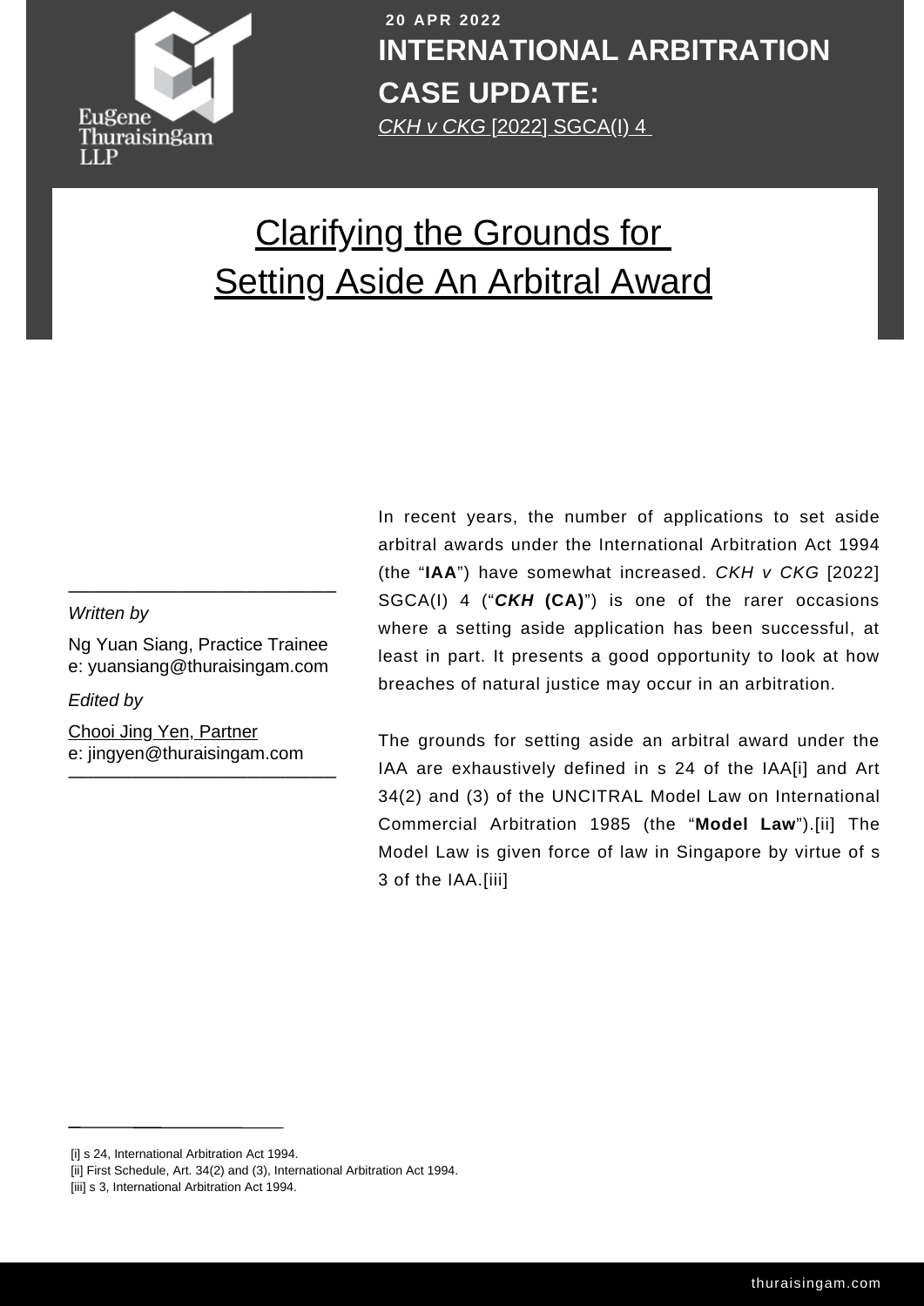20 APR 2022

**INTERNATIONAL ARBITRATION CASE UPDATE:**

*CKH v CKG* [2022] SGCA(I) 4

# Clarifying the Grounds for Setting Aside An Arbitral Award

*Written by*

Ng Yuan Siang, Practice Trainee
e: yuansiang@thuraisingam.com

*Edited by*

Chooi Jing Yen, Partner
e: jingyen@thuraisingam.com

In recent years, the number of applications to set aside arbitral awards under the International Arbitration Act 1994 (the "**IAA**") have somewhat increased. *CKH v CKG* [2022] SGCA(I) 4 ("***CKH* (CA)**") is one of the rarer occasions where a setting aside application has been successful, at least in part. It presents a good opportunity to look at how breaches of natural justice may occur in an arbitration.

The grounds for setting aside an arbitral award under the IAA are exhaustively defined in s 24 of the IAA[i] and Art 34(2) and (3) of the UNCITRAL Model Law on International Commercial Arbitration 1985 (the "**Model Law**").[ii] The Model Law is given force of law in Singapore by virtue of s 3 of the IAA.[iii]

[i] s 24, International Arbitration Act 1994.
[ii] First Schedule, Art. 34(2) and (3), International Arbitration Act 1994.
[iii] s 3, International Arbitration Act 1994.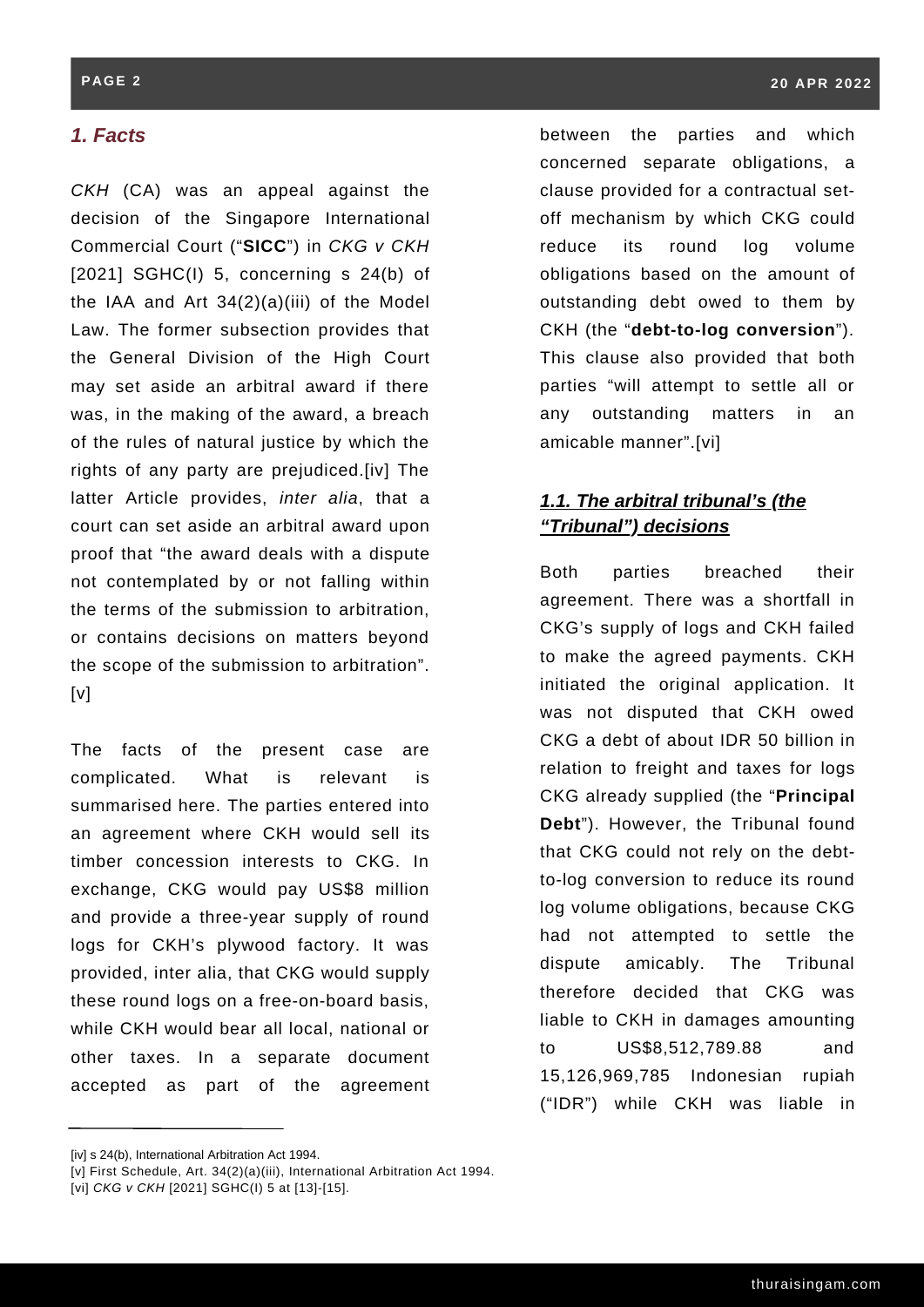## *1. Facts*

*CKH* (CA) was an appeal against the decision of the Singapore International Commercial Court ("**SICC**") in *CKG v CKH* [2021] SGHC(I) 5, concerning s 24(b) of the IAA and Art 34(2)(a)(iii) of the Model Law. The former subsection provides that the General Division of the High Court may set aside an arbitral award if there was, in the making of the award, a breach of the rules of natural justice by which the rights of any party are prejudiced.[iv] The latter Article provides, *inter alia*, that a court can set aside an arbitral award upon proof that "the award deals with a dispute not contemplated by or not falling within the terms of the submission to arbitration, or contains decisions on matters beyond the scope of the submission to arbitration".[v]

The facts of the present case are complicated. What is relevant is summarised here. The parties entered into an agreement where CKH would sell its timber concession interests to CKG. In exchange, CKG would pay US$8 million and provide a three-year supply of round logs for CKH's plywood factory. It was provided, inter alia, that CKG would supply these round logs on a free-on-board basis, while CKH would bear all local, national or other taxes. In a separate document accepted as part of the agreement between the parties and which concerned separate obligations, a clause provided for a contractual set-off mechanism by which CKG could reduce its round log volume obligations based on the amount of outstanding debt owed to them by CKH (the "**debt-to-log conversion**"). This clause also provided that both parties "will attempt to settle all or any outstanding matters in an amicable manner".[vi]

### ***1.1. The arbitral tribunal's (the "Tribunal") decisions***

Both parties breached their agreement. There was a shortfall in CKG's supply of logs and CKH failed to make the agreed payments. CKH initiated the original application. It was not disputed that CKH owed CKG a debt of about IDR 50 billion in relation to freight and taxes for logs CKG already supplied (the "**Principal Debt**"). However, the Tribunal found that CKG could not rely on the debt-to-log conversion to reduce its round log volume obligations, because CKG had not attempted to settle the dispute amicably. The Tribunal therefore decided that CKG was liable to CKH in damages amounting to US$8,512,789.88 and 15,126,969,785 Indonesian rupiah ("IDR") while CKH was liable in

---

[iv] s 24(b), International Arbitration Act 1994.

[v] First Schedule, Art. 34(2)(a)(iii), International Arbitration Act 1994.

[vi] *CKG v CKH* [2021] SGHC(I) 5 at [13]-[15].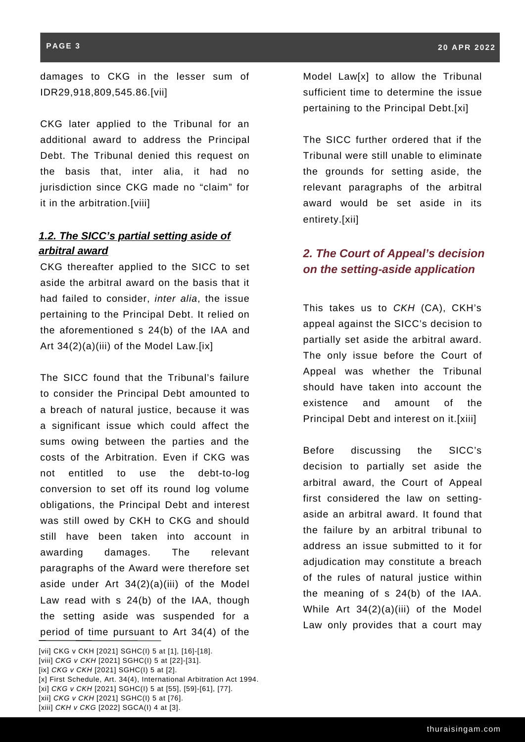damages to CKG in the lesser sum of IDR29,918,809,545.86.[vii]

CKG later applied to the Tribunal for an additional award to address the Principal Debt. The Tribunal denied this request on the basis that, inter alia, it had no jurisdiction since CKG made no "claim" for it in the arbitration.[viii]

### ***1.2. The SICC's partial setting aside of arbitral award***

CKG thereafter applied to the SICC to set aside the arbitral award on the basis that it had failed to consider, *inter alia*, the issue pertaining to the Principal Debt. It relied on the aforementioned s 24(b) of the IAA and Art 34(2)(a)(iii) of the Model Law.[ix]

The SICC found that the Tribunal's failure to consider the Principal Debt amounted to a breach of natural justice, because it was a significant issue which could affect the sums owing between the parties and the costs of the Arbitration. Even if CKG was not entitled to use the debt-to-log conversion to set off its round log volume obligations, the Principal Debt and interest was still owed by CKH to CKG and should still have been taken into account in awarding damages. The relevant paragraphs of the Award were therefore set aside under Art 34(2)(a)(iii) of the Model Law read with s 24(b) of the IAA, though the setting aside was suspended for a period of time pursuant to Art 34(4) of the Model Law[x] to allow the Tribunal sufficient time to determine the issue pertaining to the Principal Debt.[xi]

The SICC further ordered that if the Tribunal were still unable to eliminate the grounds for setting aside, the relevant paragraphs of the arbitral award would be set aside in its entirety.[xii]

## *2. The Court of Appeal's decision on the setting-aside application*

This takes us to *CKH* (CA), CKH's appeal against the SICC's decision to partially set aside the arbitral award. The only issue before the Court of Appeal was whether the Tribunal should have taken into account the existence and amount of the Principal Debt and interest on it.[xiii]

Before discussing the SICC's decision to partially set aside the arbitral award, the Court of Appeal first considered the law on setting-aside an arbitral award. It found that the failure by an arbitral tribunal to address an issue submitted to it for adjudication may constitute a breach of the rules of natural justice within the meaning of s 24(b) of the IAA. While Art 34(2)(a)(iii) of the Model Law only provides that a court may

---

[vii] CKG v CKH [2021] SGHC(I) 5 at [1], [16]-[18].
[viii] *CKG v CKH* [2021] SGHC(I) 5 at [22]-[31].
[ix] *CKG v CKH* [2021] SGHC(I) 5 at [2].
[x] First Schedule, Art. 34(4), International Arbitration Act 1994.
[xi] *CKG v CKH* [2021] SGHC(I) 5 at [55], [59]-[61], [77].
[xii] *CKG v CKH* [2021] SGHC(I) 5 at [76].
[xiii] *CKH v CKG* [2022] SGCA(I) 4 at [3].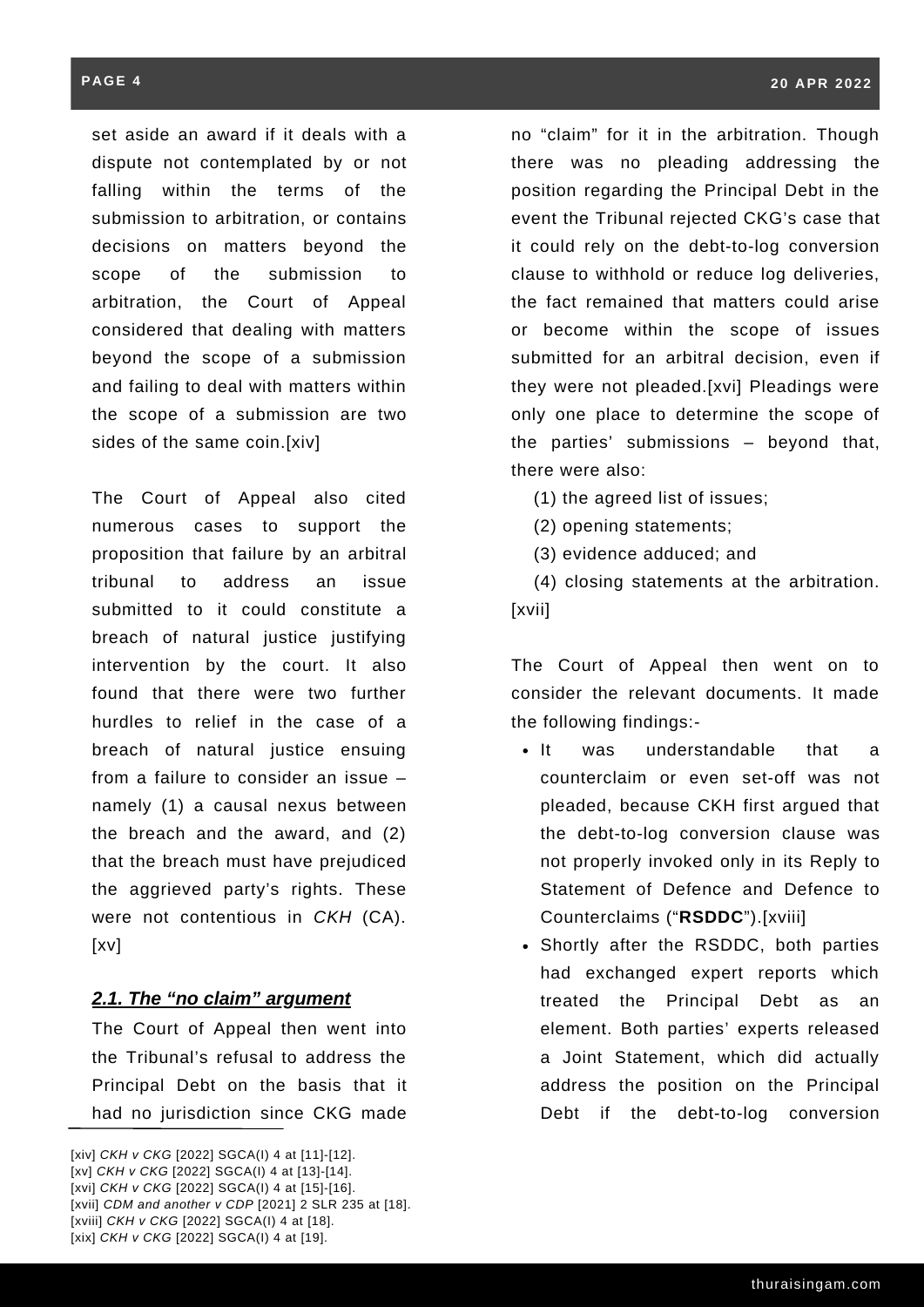set aside an award if it deals with a dispute not contemplated by or not falling within the terms of the submission to arbitration, or contains decisions on matters beyond the scope of the submission to arbitration, the Court of Appeal considered that dealing with matters beyond the scope of a submission and failing to deal with matters within the scope of a submission are two sides of the same coin.[xiv]

The Court of Appeal also cited numerous cases to support the proposition that failure by an arbitral tribunal to address an issue submitted to it could constitute a breach of natural justice justifying intervention by the court. It also found that there were two further hurdles to relief in the case of a breach of natural justice ensuing from a failure to consider an issue – namely (1) a causal nexus between the breach and the award, and (2) that the breach must have prejudiced the aggrieved party's rights. These were not contentious in *CKH* (CA).[xv]

### ***2.1. The "no claim" argument***

The Court of Appeal then went into the Tribunal's refusal to address the Principal Debt on the basis that it had no jurisdiction since CKG made no "claim" for it in the arbitration. Though there was no pleading addressing the position regarding the Principal Debt in the event the Tribunal rejected CKG's case that it could rely on the debt-to-log conversion clause to withhold or reduce log deliveries, the fact remained that matters could arise or become within the scope of issues submitted for an arbitral decision, even if they were not pleaded.[xvi] Pleadings were only one place to determine the scope of the parties' submissions – beyond that, there were also:

(1) the agreed list of issues;

(2) opening statements;

(3) evidence adduced; and

(4) closing statements at the arbitration.[xvii]

The Court of Appeal then went on to consider the relevant documents. It made the following findings:-

- It was understandable that a counterclaim or even set-off was not pleaded, because CKH first argued that the debt-to-log conversion clause was not properly invoked only in its Reply to Statement of Defence and Defence to Counterclaims ("**RSDDC**").[xviii]
- Shortly after the RSDDC, both parties had exchanged expert reports which treated the Principal Debt as an element. Both parties' experts released a Joint Statement, which did actually address the position on the Principal Debt if the debt-to-log conversion

[xiv] *CKH v CKG* [2022] SGCA(I) 4 at [11]-[12].
[xv] *CKH v CKG* [2022] SGCA(I) 4 at [13]-[14].
[xvi] *CKH v CKG* [2022] SGCA(I) 4 at [15]-[16].
[xvii] *CDM and another v CDP* [2021] 2 SLR 235 at [18].
[xviii] *CKH v CKG* [2022] SGCA(I) 4 at [18].
[xix] *CKH v CKG* [2022] SGCA(I) 4 at [19].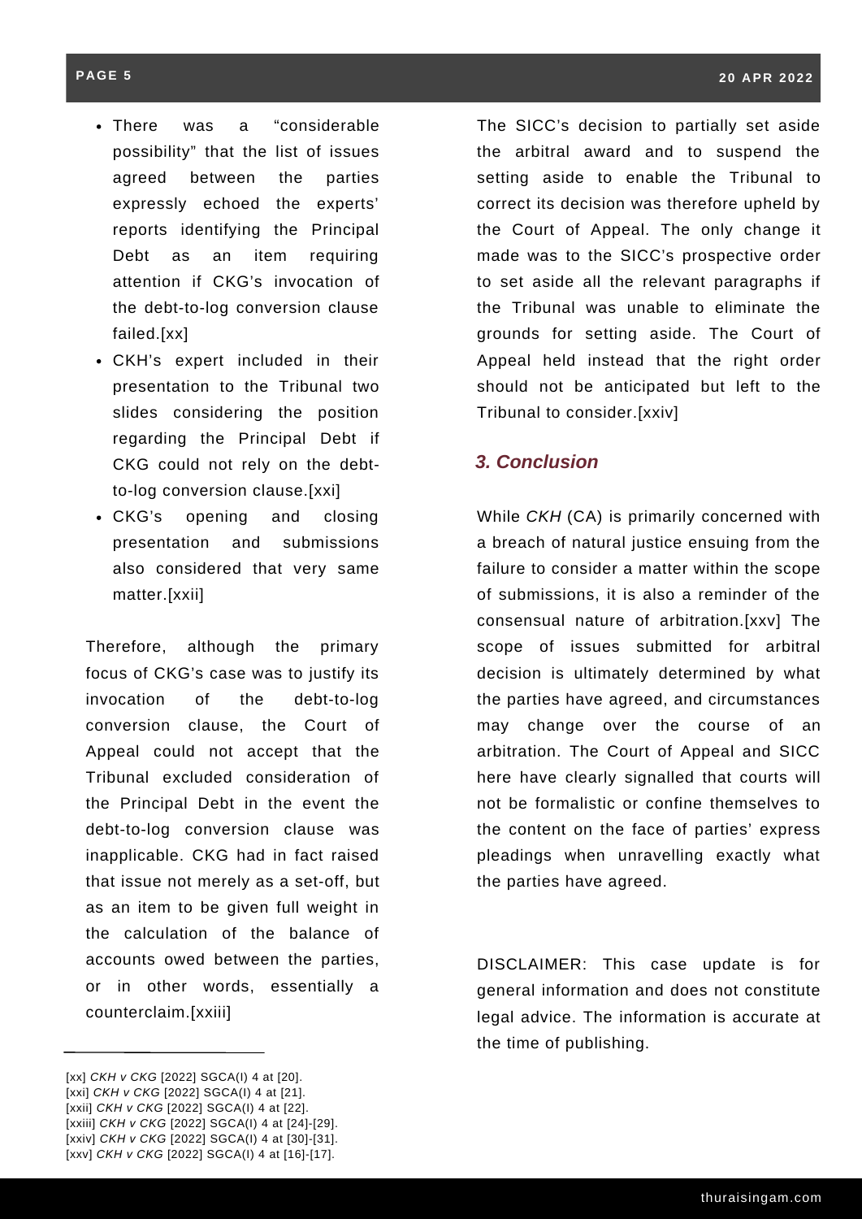- There was a "considerable possibility" that the list of issues agreed between the parties expressly echoed the experts' reports identifying the Principal Debt as an item requiring attention if CKG's invocation of the debt-to-log conversion clause failed.[xx]
- CKH's expert included in their presentation to the Tribunal two slides considering the position regarding the Principal Debt if CKG could not rely on the debt-to-log conversion clause.[xxi]
- CKG's opening and closing presentation and submissions also considered that very same matter.[xxii]

Therefore, although the primary focus of CKG's case was to justify its invocation of the debt-to-log conversion clause, the Court of Appeal could not accept that the Tribunal excluded consideration of the Principal Debt in the event the debt-to-log conversion clause was inapplicable. CKG had in fact raised that issue not merely as a set-off, but as an item to be given full weight in the calculation of the balance of accounts owed between the parties, or in other words, essentially a counterclaim.[xxiii]

The SICC's decision to partially set aside the arbitral award and to suspend the setting aside to enable the Tribunal to correct its decision was therefore upheld by the Court of Appeal. The only change it made was to the SICC's prospective order to set aside all the relevant paragraphs if the Tribunal was unable to eliminate the grounds for setting aside. The Court of Appeal held instead that the right order should not be anticipated but left to the Tribunal to consider.[xxiv]

### *3. Conclusion*

While *CKH* (CA) is primarily concerned with a breach of natural justice ensuing from the failure to consider a matter within the scope of submissions, it is also a reminder of the consensual nature of arbitration.[xxv] The scope of issues submitted for arbitral decision is ultimately determined by what the parties have agreed, and circumstances may change over the course of an arbitration. The Court of Appeal and SICC here have clearly signalled that courts will not be formalistic or confine themselves to the content on the face of parties' express pleadings when unravelling exactly what the parties have agreed.

DISCLAIMER: This case update is for general information and does not constitute legal advice. The information is accurate at the time of publishing.

---

[xx] *CKH v CKG* [2022] SGCA(I) 4 at [20].
[xxi] *CKH v CKG* [2022] SGCA(I) 4 at [21].
[xxii] *CKH v CKG* [2022] SGCA(I) 4 at [22].
[xxiii] *CKH v CKG* [2022] SGCA(I) 4 at [24]-[29].
[xxiv] *CKH v CKG* [2022] SGCA(I) 4 at [30]-[31].
[xxv] *CKH v CKG* [2022] SGCA(I) 4 at [16]-[17].